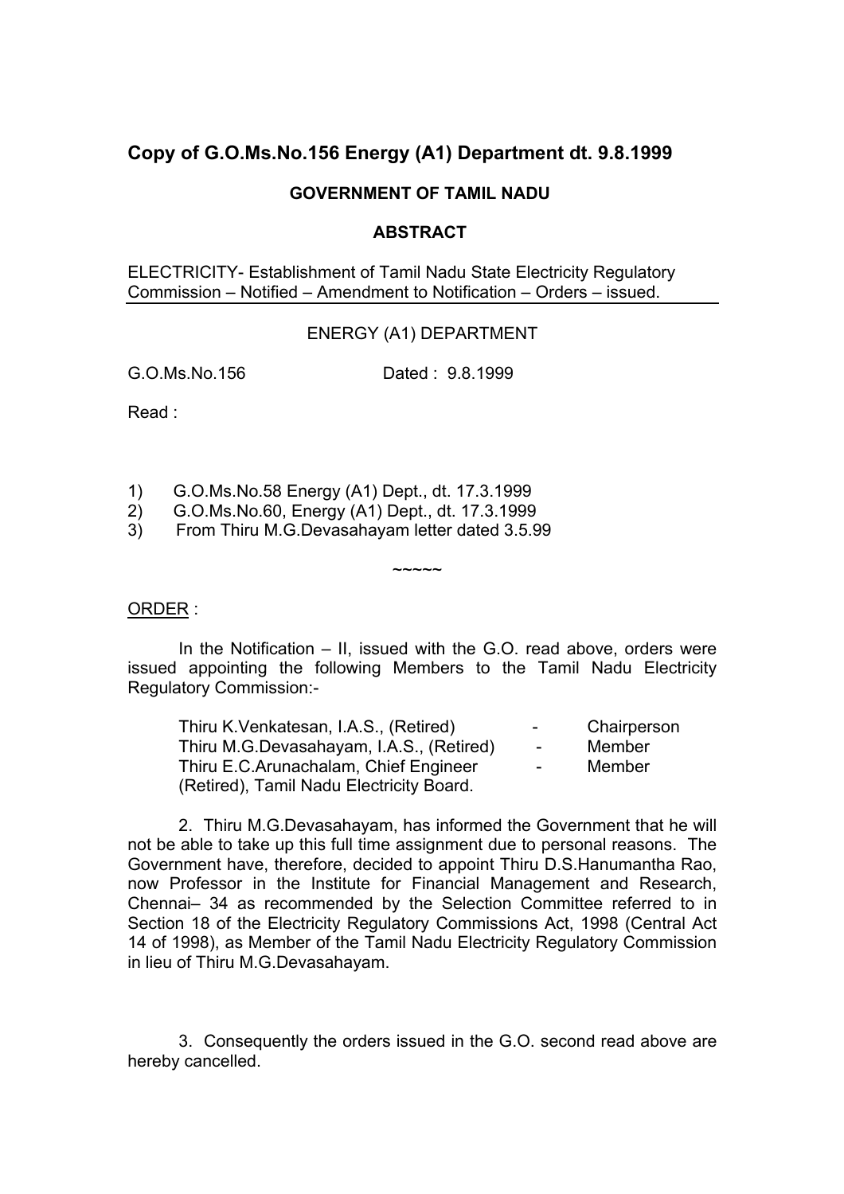## Copy of G.O.Ms.No.156 Energy (A1) Department dt. 9.8.1999

**GOVERNMENT OF TAMIL NADU**

**ABSTRACT**

ELECTRICITY- Establishment of Tamil Nadu State Electricity Regulatory Commission – Notified – Amendment to Notification – Orders – issued.

ENERGY (A1) DEPARTMENT

G.O.Ms.No.156 Dated : 9.8.1999

Read :

1) G.O.Ms.No.58 Energy (A1) Dept., dt. 17.3.1999
2) G.O.Ms.No.60, Energy (A1) Dept., dt. 17.3.1999
3) From Thiru M.G.Devasahayam letter dated 3.5.99

~~~~~

ORDER :

In the Notification – II, issued with the G.O. read above, orders were issued appointing the following Members to the Tamil Nadu Electricity Regulatory Commission:-

| | | |
|---|---|---|
| Thiru K.Venkatesan, I.A.S., (Retired) | - | Chairperson |
| Thiru M.G.Devasahayam, I.A.S., (Retired) | - | Member |
| Thiru E.C.Arunachalam, Chief Engineer (Retired), Tamil Nadu Electricity Board. | - | Member |

2. Thiru M.G.Devasahayam, has informed the Government that he will not be able to take up this full time assignment due to personal reasons. The Government have, therefore, decided to appoint Thiru D.S.Hanumantha Rao, now Professor in the Institute for Financial Management and Research, Chennai– 34 as recommended by the Selection Committee referred to in Section 18 of the Electricity Regulatory Commissions Act, 1998 (Central Act 14 of 1998), as Member of the Tamil Nadu Electricity Regulatory Commission in lieu of Thiru M.G.Devasahayam.

3. Consequently the orders issued in the G.O. second read above are hereby cancelled.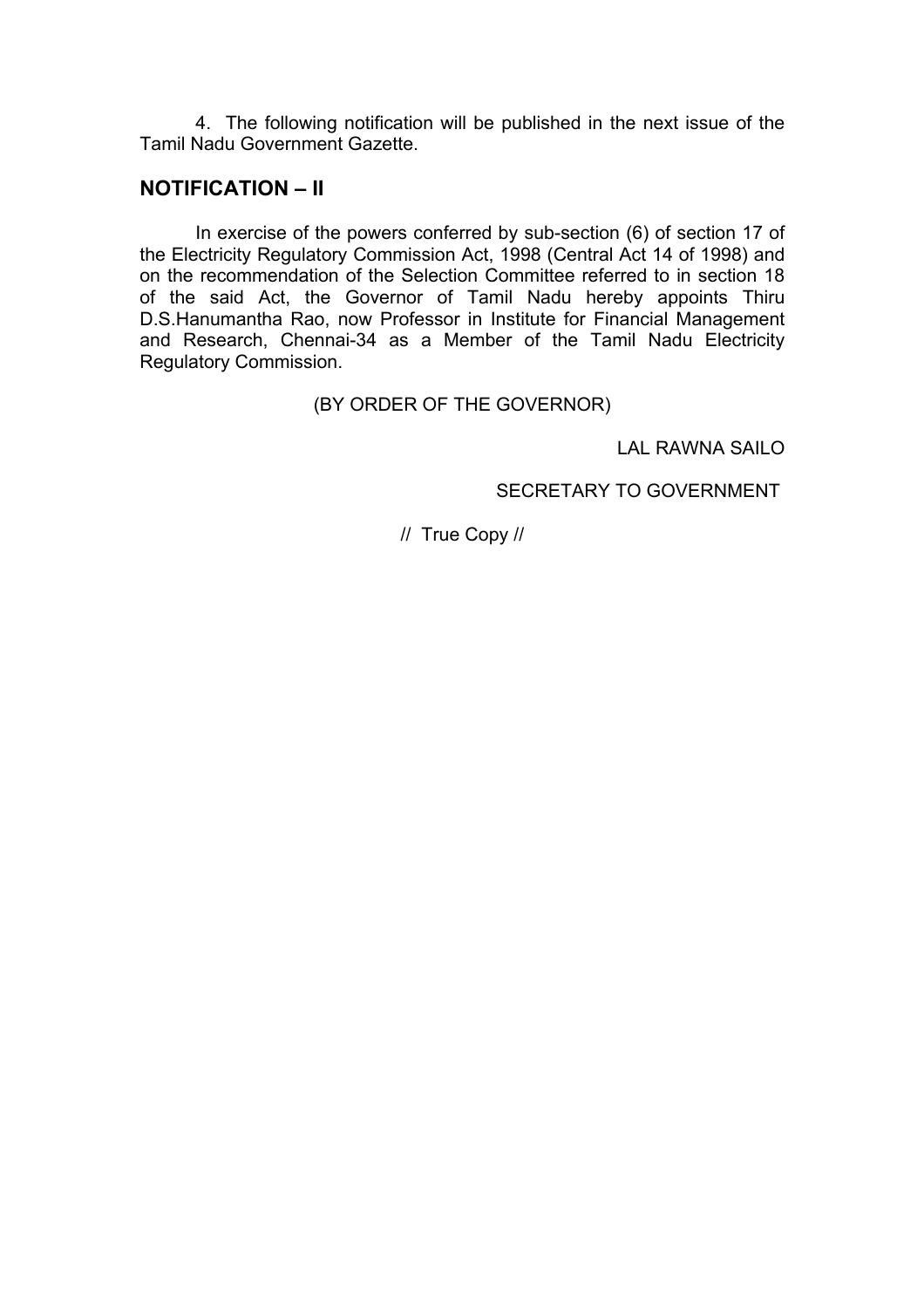4. The following notification will be published in the next issue of the Tamil Nadu Government Gazette.

## NOTIFICATION – II

In exercise of the powers conferred by sub-section (6) of section 17 of the Electricity Regulatory Commission Act, 1998 (Central Act 14 of 1998) and on the recommendation of the Selection Committee referred to in section 18 of the said Act, the Governor of Tamil Nadu hereby appoints Thiru D.S.Hanumantha Rao, now Professor in Institute for Financial Management and Research, Chennai-34 as a Member of the Tamil Nadu Electricity Regulatory Commission.

(BY ORDER OF THE GOVERNOR)

LAL RAWNA SAILO

SECRETARY TO GOVERNMENT

// True Copy //